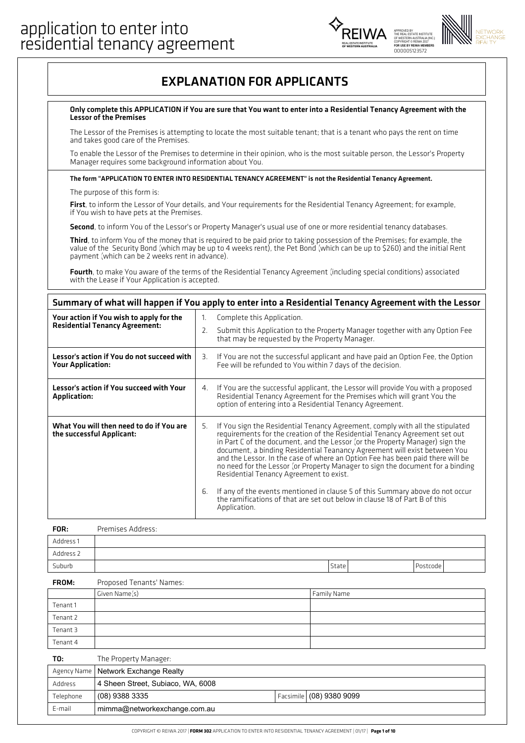# application to enter into residential tenancy agreement

APPROVED BY THE REAL ESTATE INSTITUTE OF WESTERN AUSTRALIA (INC.) COPYRIGHT © REIWA 2017 FOR USE BY REIWA MEMBERS 000005123572

NETWORK EXCHANGE REALTY

## EXPLANATION FOR APPLICANTS

**Only complete this APPLICATION if You are sure that You want to enter into a Residential Tenancy Agreement with the Lessor of the Premises**

The Lessor of the Premises is attempting to locate the most suitable tenant; that is a tenant who pays the rent on time and takes good care of the Premises.

To enable the Lessor of the Premises to determine in their opinion, who is the most suitable person, the Lessor's Property Manager requires some background information about You.

**The form "APPLICATION TO ENTER INTO RESIDENTIAL TENANCY AGREEMENT" is not the Residential Tenancy Agreement.**

The purpose of this form is:

**First**, to inform the Lessor of Your details, and Your requirements for the Residential Tenancy Agreement; for example, if You wish to have pets at the Premises.

**Second**, to inform You of the Lessor's or Property Manager's usual use of one or more residential tenancy databases.

**Third**, to inform You of the money that is required to be paid prior to taking possession of the Premises; for example, the value of the Security Bond (which may be up to 4 weeks rent), the Pet Bond (which can be up to $260) and the initial Rent payment (which can be 2 weeks rent in advance).

**Fourth**, to make You aware of the terms of the Residential Tenancy Agreement (including special conditions) associated with the Lease if Your Application is accepted.

## Summary of what will happen if You apply to enter into a Residential Tenancy Agreement with the Lessor

| | |
|---|---|
| **Your action if You wish to apply for the Residential Tenancy Agreement:** | 1. Complete this Application.<br>2. Submit this Application to the Property Manager together with any Option Fee that may be requested by the Property Manager. |
| **Lessor's action if You do not succeed with Your Application:** | 3. If You are not the successful applicant and have paid an Option Fee, the Option Fee will be refunded to You within 7 days of the decision. |
| **Lessor's action if You succeed with Your Application:** | 4. If You are the successful applicant, the Lessor will provide You with a proposed Residential Tenancy Agreement for the Premises which will grant You the option of entering into a Residential Tenancy Agreement. |
| **What You will then need to do if You are the successful Applicant:** | 5. If You sign the Residential Tenancy Agreement, comply with all the stipulated requirements for the creation of the Residential Tenancy Agreement set out in Part C of the document, and the Lessor (or the Property Manager) sign the document, a binding Residential Teanancy Agreement will exist between You and the Lessor. In the case of where an Option Fee has been paid there will be no need for the Lessor (or Property Manager to sign the document for a binding Residential Tenancy Agreement to exist.<br>6. If any of the events mentioned in clause 5 of this Summary above do not occur the ramifications of that are set out below in clause 18 of Part B of this Application. |

**FOR:** Premises Address:

| | | | | | |
|---|---|---|---|---|---|
| Address 1 | | | | | |
| Address 2 | | | | | |
| Suburb | | State | | Postcode | |

**FROM:** Proposed Tenants' Names:

| | Given Name(s) | Family Name |
|---|---|---|
| Tenant 1 | | |
| Tenant 2 | | |
| Tenant 3 | | |
| Tenant 4 | | |

**TO:** The Property Manager:

| | | | |
|---|---|---|---|
| Agency Name | Network Exchange Realty | | |
| Address | 4 Sheen Street, Subiaco, WA, 6008 | | |
| Telephone | (08) 9388 3335 | Facsimile | (08) 9380 9099 |
| E-mail | mimma@networkexchange.com.au | | |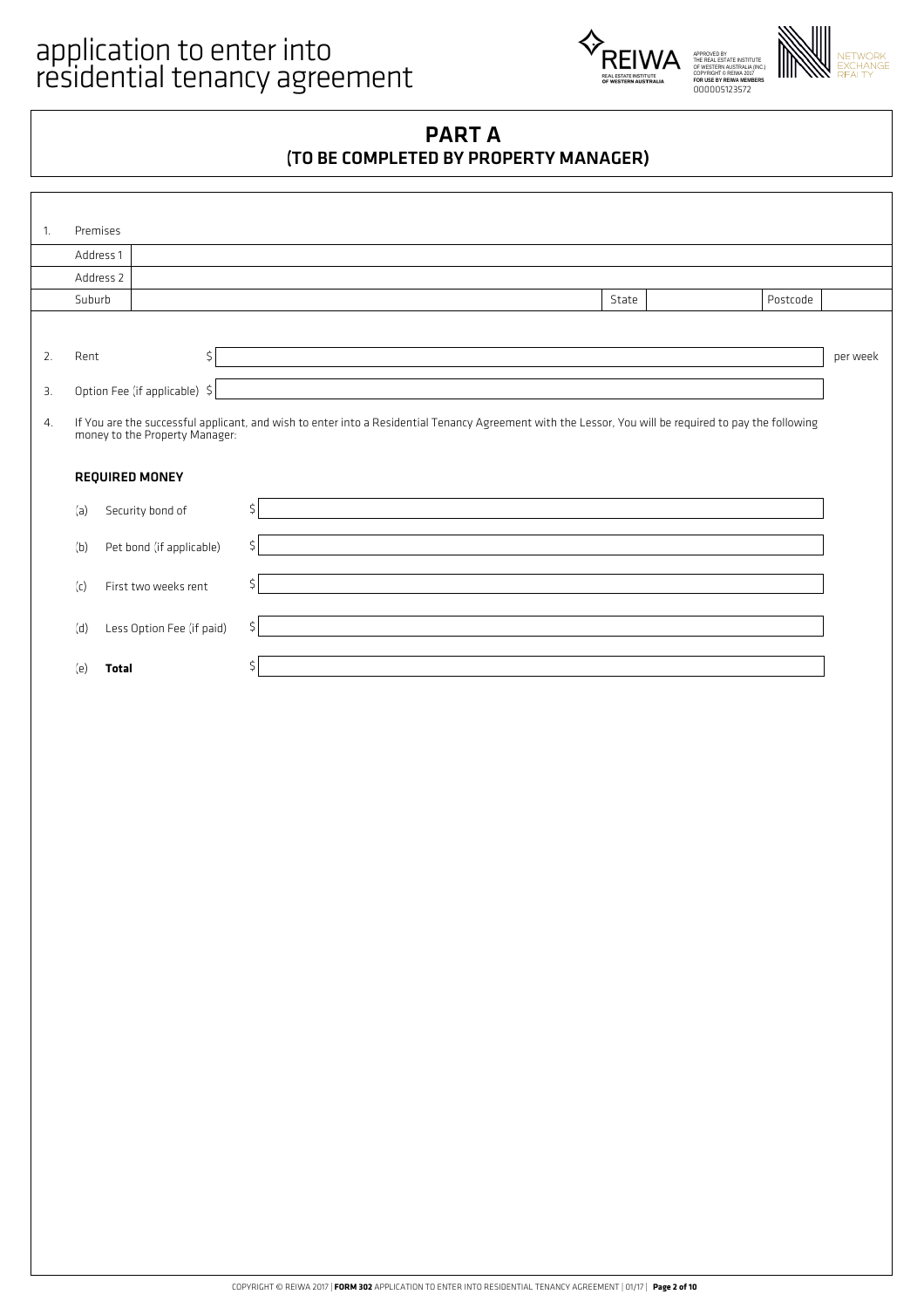# application to enter into residential tenancy agreement

APPROVED BY THE REAL ESTATE INSTITUTE OF WESTERN AUSTRALIA (INC.)
COPYRIGHT © REIWA 2017
FOR USE BY REIWA MEMBERS
000005123572

NETWORK EXCHANGE REALTY

## PART A
## (TO BE COMPLETED BY PROPERTY MANAGER)

1. Premises

| | | | | | |
|---|---|---|---|---|---|
| Address 1 | | | | | |
| Address 2 | | | | | |
| Suburb | | State | | Postcode | |

2. Rent $ ______ per week

3. Option Fee (if applicable) $ ______

4. If You are the successful applicant, and wish to enter into a Residential Tenancy Agreement with the Lessor, You will be required to pay the following money to the Property Manager:

**REQUIRED MONEY**

(a) Security bond of $ ______

(b) Pet bond (if applicable) $ ______

(c) First two weeks rent $ ______

(d) Less Option Fee (if paid) $ ______

(e) **Total** $ ______

COPYRIGHT © REIWA 2017 | **FORM 302** APPLICATION TO ENTER INTO RESIDENTIAL TENANCY AGREEMENT | 01/17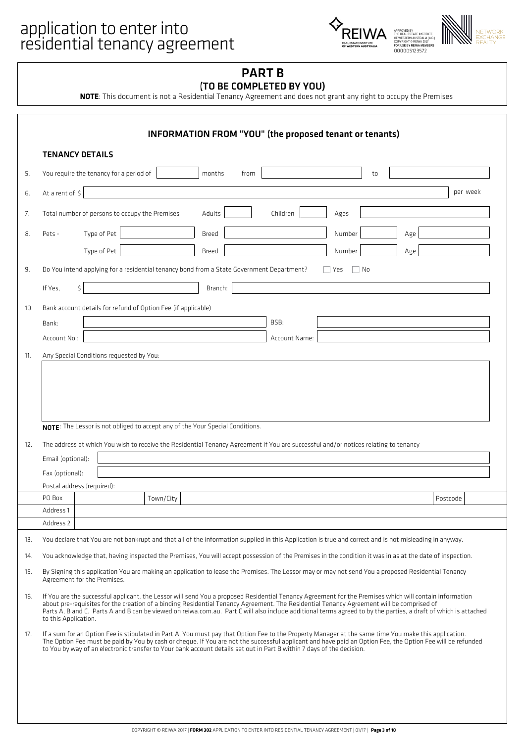# application to enter into residential tenancy agreement

APPROVED BY THE REAL ESTATE INSTITUTE OF WESTERN AUSTRALIA (INC.) COPYRIGHT © REIWA 2017 FOR USE BY REIWA MEMBERS 000005123572

## PART B
### (TO BE COMPLETED BY YOU)

**NOTE**: This document is not a Residential Tenancy Agreement and does not grant any right to occupy the Premises

### INFORMATION FROM "YOU" (the proposed tenant or tenants)

**TENANCY DETAILS**

5. You require the tenancy for a period of ______ months from ______ to ______

6. At a rent of $ ______ per week

7. Total number of persons to occupy the Premises Adults ______ Children ______ Ages ______

8. Pets - Type of Pet ______ Breed ______ Number ______ Age ______
   Type of Pet ______ Breed ______ Number ______ Age ______

9. Do You intend applying for a residential tenancy bond from a State Government Department? ☐ Yes ☐ No
   If Yes, $ ______ Branch: ______

10. Bank account details for refund of Option Fee (if applicable)
    Bank: ______ BSB: ______
    Account No.: ______ Account Name: ______

11. Any Special Conditions requested by You:

    **NOTE**: The Lessor is not obliged to accept any of the Your Special Conditions.

12. The address at which You wish to receive the Residential Tenancy Agreement if You are successful and/or notices relating to tenancy
    Email (optional): ______
    Fax (optional): ______
    Postal address (required):

| PO Box | | Town/City | | Postcode | |
|---|---|---|---|---|---|
| Address 1 | | | | | |
| Address 2 | | | | | |

13. You declare that You are not bankrupt and that all of the information supplied in this Application is true and correct and is not misleading in anyway.

14. You acknowledge that, having inspected the Premises, You will accept possession of the Premises in the condition it was in as at the date of inspection.

15. By Signing this application You are making an application to lease the Premises. The Lessor may or may not send You a proposed Residential Tenancy Agreement for the Premises.

16. If You are the successful applicant, the Lessor will send You a proposed Residential Tenancy Agreement for the Premises which will contain information about pre-requisites for the creation of a binding Residential Tenancy Agreement. The Residential Tenancy Agreement will be comprised of Parts A, B and C. Parts A and B can be viewed on reiwa.com.au. Part C will also include additional terms agreed to by the parties, a draft of which is attached to this Application.

17. If a sum for an Option Fee is stipulated in Part A, You must pay that Option Fee to the Property Manager at the same time You make this application. The Option Fee must be paid by You by cash or cheque. If You are not the successful applicant and have paid an Option Fee, the Option Fee will be refunded to You by way of an electronic transfer to Your bank account details set out in Part B within 7 days of the decision.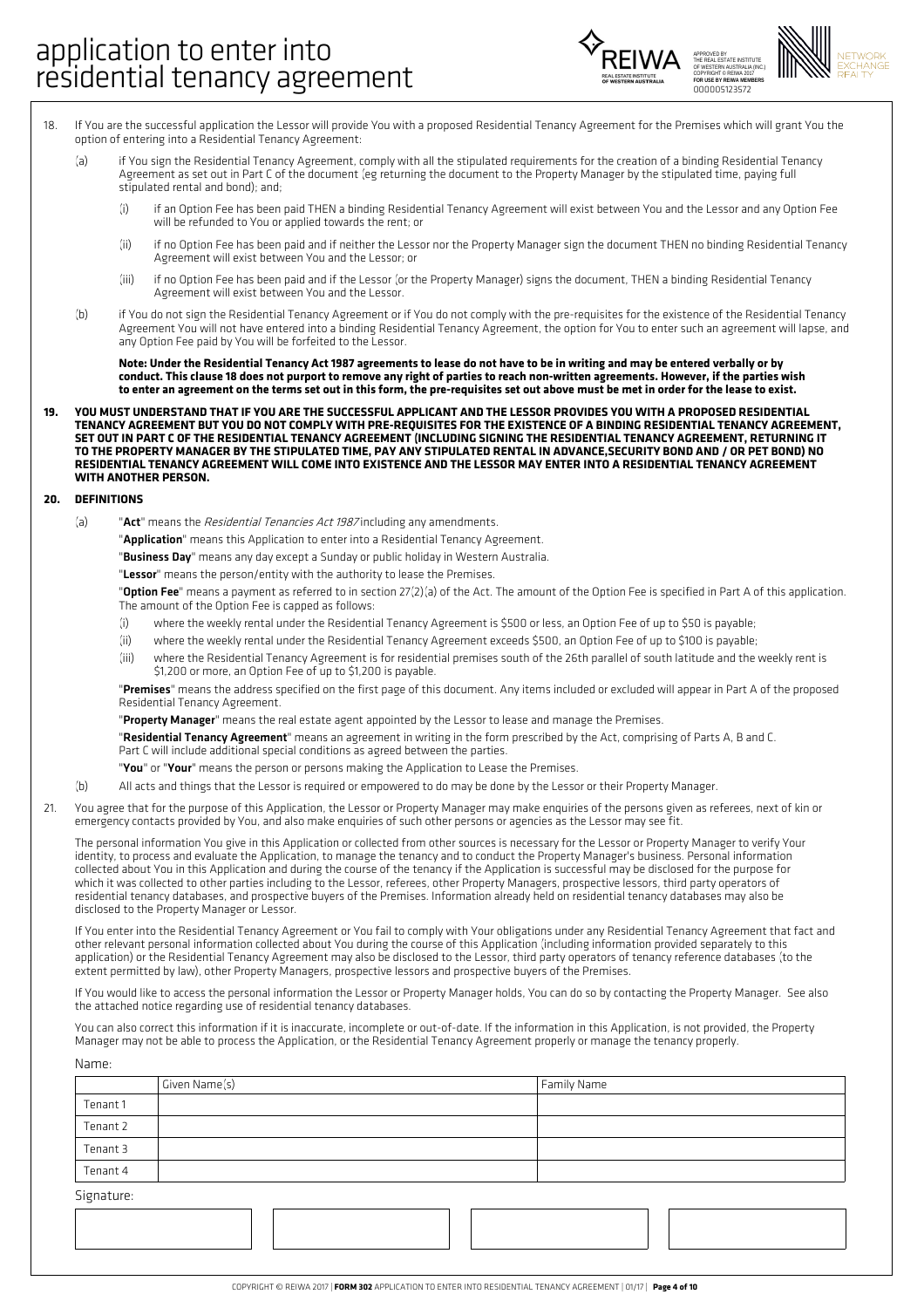18. If You are the successful application the Lessor will provide You with a proposed Residential Tenancy Agreement for the Premises which will grant You the option of entering into a Residential Tenancy Agreement:

    (a) if You sign the Residential Tenancy Agreement, comply with all the stipulated requirements for the creation of a binding Residential Tenancy Agreement as set out in Part C of the document (eg returning the document to the Property Manager by the stipulated time, paying full stipulated rental and bond); and;

        (i) if an Option Fee has been paid THEN a binding Residential Tenancy Agreement will exist between You and the Lessor and any Option Fee will be refunded to You or applied towards the rent; or

        (ii) if no Option Fee has been paid and if neither the Lessor nor the Property Manager sign the document THEN no binding Residential Tenancy Agreement will exist between You and the Lessor; or

        (iii) if no Option Fee has been paid and if the Lessor (or the Property Manager) signs the document, THEN a binding Residential Tenancy Agreement will exist between You and the Lessor.

    (b) if You do not sign the Residential Tenancy Agreement or if You do not comply with the pre-requisites for the existence of the Residential Tenancy Agreement You will not have entered into a binding Residential Tenancy Agreement, the option for You to enter such an agreement will lapse, and any Option Fee paid by You will be forfeited to the Lessor.

    **Note: Under the Residential Tenancy Act 1987 agreements to lease do not have to be in writing and may be entered verbally or by conduct. This clause 18 does not purport to remove any right of parties to reach non-written agreements. However, if the parties wish to enter an agreement on the terms set out in this form, the pre-requisites set out above must be met in order for the lease to exist.**

**19. YOU MUST UNDERSTAND THAT IF YOU ARE THE SUCCESSFUL APPLICANT AND THE LESSOR PROVIDES YOU WITH A PROPOSED RESIDENTIAL TENANCY AGREEMENT BUT YOU DO NOT COMPLY WITH PRE-REQUISITES FOR THE EXISTENCE OF A BINDING RESIDENTIAL TENANCY AGREEMENT, SET OUT IN PART C OF THE RESIDENTIAL TENANCY AGREEMENT (INCLUDING SIGNING THE RESIDENTIAL TENANCY AGREEMENT, RETURNING IT TO THE PROPERTY MANAGER BY THE STIPULATED TIME, PAY ANY STIPULATED RENTAL IN ADVANCE,SECURITY BOND AND / OR PET BOND) NO RESIDENTIAL TENANCY AGREEMENT WILL COME INTO EXISTENCE AND THE LESSOR MAY ENTER INTO A RESIDENTIAL TENANCY AGREEMENT WITH ANOTHER PERSON.**

**20. DEFINITIONS**

    (a) "**Act**" means the *Residential Tenancies Act 1987* including any amendments.

    "**Application**" means this Application to enter into a Residential Tenancy Agreement.

    "**Business Day**" means any day except a Sunday or public holiday in Western Australia.

    "**Lessor**" means the person/entity with the authority to lease the Premises.

    "**Option Fee**" means a payment as referred to in section 27(2)(a) of the Act. The amount of the Option Fee is specified in Part A of this application. The amount of the Option Fee is capped as follows:

        (i) where the weekly rental under the Residential Tenancy Agreement is $500 or less, an Option Fee of up to $50 is payable;

        (ii) where the weekly rental under the Residential Tenancy Agreement exceeds $500, an Option Fee of up to $100 is payable;

        (iii) where the Residential Tenancy Agreement is for residential premises south of the 26th parallel of south latitude and the weekly rent is $1,200 or more, an Option Fee of up to $1,200 is payable.

    "**Premises**" means the address specified on the first page of this document. Any items included or excluded will appear in Part A of the proposed Residential Tenancy Agreement.

    "**Property Manager**" means the real estate agent appointed by the Lessor to lease and manage the Premises.

    "**Residential Tenancy Agreement**" means an agreement in writing in the form prescribed by the Act, comprising of Parts A, B and C. Part C will include additional special conditions as agreed between the parties.

    "**You**" or "**Your**" means the person or persons making the Application to Lease the Premises.

    (b) All acts and things that the Lessor is required or empowered to do may be done by the Lessor or their Property Manager.

21. You agree that for the purpose of this Application, the Lessor or Property Manager may make enquiries of the persons given as referees, next of kin or emergency contacts provided by You, and also make enquiries of such other persons or agencies as the Lessor may see fit.

    The personal information You give in this Application or collected from other sources is necessary for the Lessor or Property Manager to verify Your identity, to process and evaluate the Application, to manage the tenancy and to conduct the Property Manager's business. Personal information collected about You in this Application and during the course of the tenancy if the Application is successful may be disclosed for the purpose for which it was collected to other parties including to the Lessor, referees, other Property Managers, prospective lessors, third party operators of residential tenancy databases, and prospective buyers of the Premises. Information already held on residential tenancy databases may also be disclosed to the Property Manager or Lessor.

    If You enter into the Residential Tenancy Agreement or You fail to comply with Your obligations under any Residential Tenancy Agreement that fact and other relevant personal information collected about You during the course of this Application (including information provided separately to this application) or the Residential Tenancy Agreement may also be disclosed to the Lessor, third party operators of tenancy reference databases (to the extent permitted by law), other Property Managers, prospective lessors and prospective buyers of the Premises.

    If You would like to access the personal information the Lessor or Property Manager holds, You can do so by contacting the Property Manager. See also the attached notice regarding use of residential tenancy databases.

    You can also correct this information if it is inaccurate, incomplete or out-of-date. If the information in this Application, is not provided, the Property Manager may not be able to process the Application, or the Residential Tenancy Agreement properly or manage the tenancy properly.

Name:

| | Given Name(s) | Family Name |
|---|---|---|
| Tenant 1 | | |
| Tenant 2 | | |
| Tenant 3 | | |
| Tenant 4 | | |

Signature:

| | | | |
|---|---|---|---|
| | | | |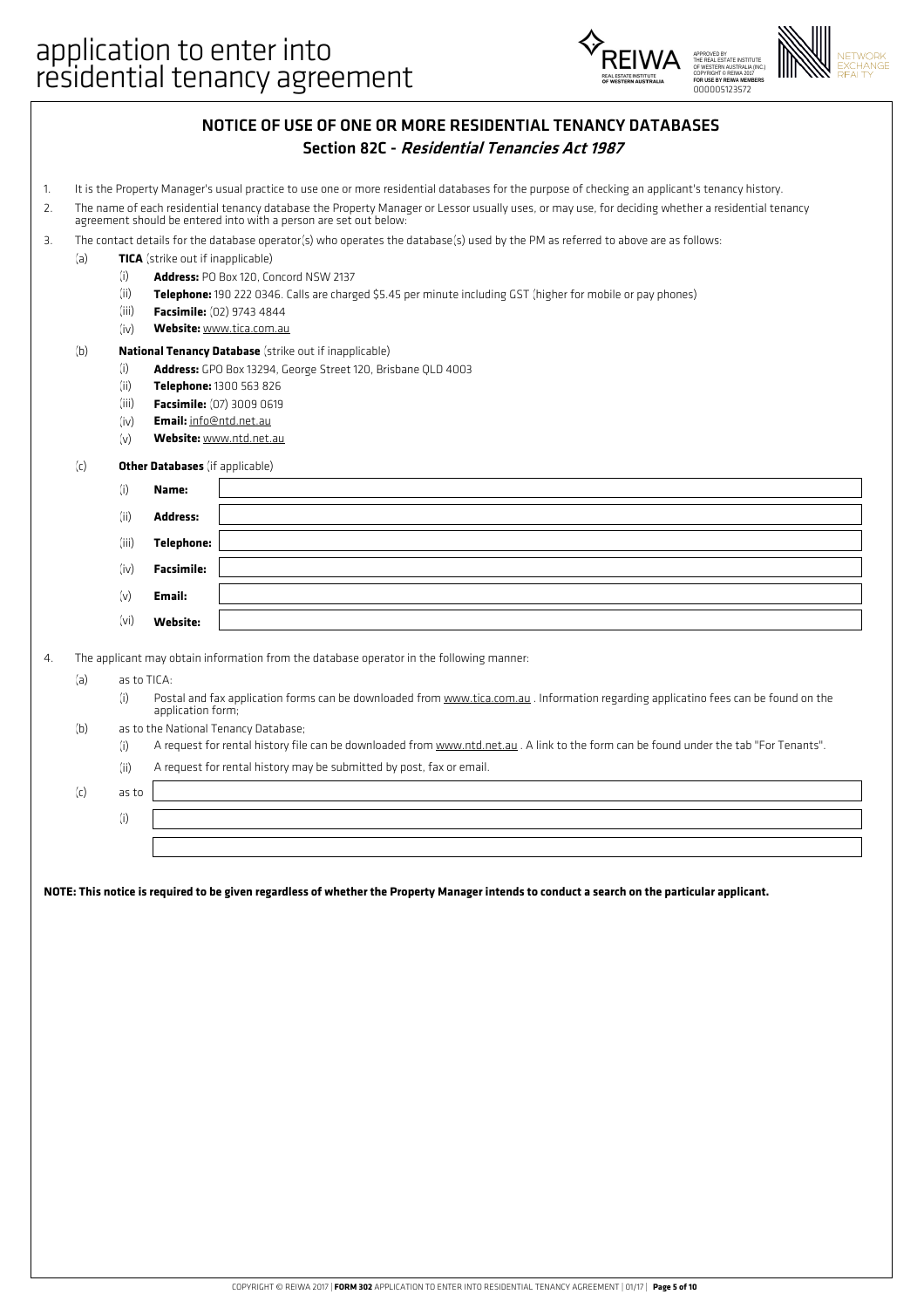## NOTICE OF USE OF ONE OR MORE RESIDENTIAL TENANCY DATABASES

### Section 82C - *Residential Tenancies Act 1987*

1. It is the Property Manager's usual practice to use one or more residential databases for the purpose of checking an applicant's tenancy history.
2. The name of each residential tenancy database the Property Manager or Lessor usually uses, or may use, for deciding whether a residential tenancy agreement should be entered into with a person are set out below:
3. The contact details for the database operator(s) who operates the database(s) used by the PM as referred to above are as follows:
   - (a) **TICA** (strike out if inapplicable)
     - (i) **Address:** PO Box 120, Concord NSW 2137
     - (ii) **Telephone:** 190 222 0346. Calls are charged $5.45 per minute including GST (higher for mobile or pay phones)
     - (iii) **Facsimile:** (02) 9743 4844
     - (iv) **Website:** www.tica.com.au
   - (b) **National Tenancy Database** (strike out if inapplicable)
     - (i) **Address:** GPO Box 13294, George Street 120, Brisbane QLD 4003
     - (ii) **Telephone:** 1300 563 826
     - (iii) **Facsimile:** (07) 3009 0619
     - (iv) **Email:** info@ntd.net.au
     - (v) **Website:** www.ntd.net.au
   - (c) **Other Databases** (if applicable)
     - (i) **Name:**
     - (ii) **Address:**
     - (iii) **Telephone:**
     - (iv) **Facsimile:**
     - (v) **Email:**
     - (vi) **Website:**
4. The applicant may obtain information from the database operator in the following manner:
   - (a) as to TICA:
     - (i) Postal and fax application forms can be downloaded from www.tica.com.au . Information regarding applicatino fees can be found on the application form;
   - (b) as to the National Tenancy Database;
     - (i) A request for rental history file can be downloaded from www.ntd.net.au . A link to the form can be found under the tab "For Tenants".
     - (ii) A request for rental history may be submitted by post, fax or email.
   - (c) as to
     - (i)

**NOTE: This notice is required to be given regardless of whether the Property Manager intends to conduct a search on the particular applicant.**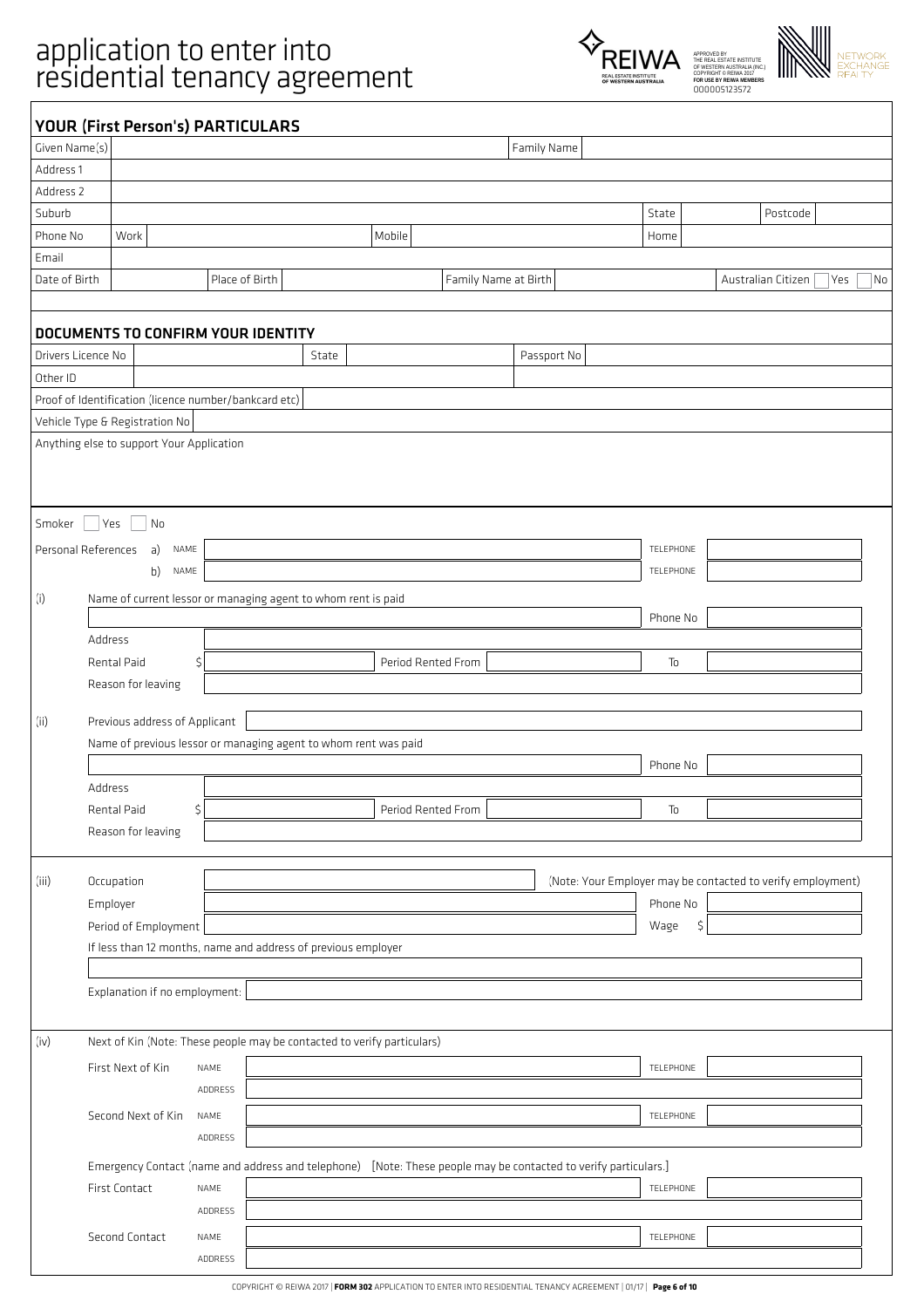# application to enter into residential tenancy agreement

APPROVED BY THE REAL ESTATE INSTITUTE OF WESTERN AUSTRALIA (INC.) COPYRIGHT © REIWA 2017 FOR USE BY REIWA MEMBERS 000005123572

## YOUR (First Person's) PARTICULARS

| | | | |
|---|---|---|---|
| Given Name(s) | | Family Name | |
| Address 1 | | | |
| Address 2 | | | |
| Suburb | | State | Postcode |
| Phone No | Work | Mobile | Home |
| Email | | | |
| Date of Birth | Place of Birth | Family Name at Birth | Australian Citizen ☐ Yes ☐ No |

## DOCUMENTS TO CONFIRM YOUR IDENTITY

| | | | |
|---|---|---|---|
| Drivers Licence No | State | Passport No | |
| Other ID | | | |
| Proof of Identification (licence number/bankcard etc) | | | |
| Vehicle Type & Registration No | | | |

Anything else to support Your Application

Smoker ☐ Yes ☐ No

Personal References a) NAME ____ TELEPHONE ____

b) NAME ____ TELEPHONE ____

(i) Name of current lessor or managing agent to whom rent is paid

____ Phone No ____

Address ____

Rental Paid $ ____ Period Rented From ____ To ____

Reason for leaving ____

(ii) Previous address of Applicant ____

Name of previous lessor or managing agent to whom rent was paid

____ Phone No ____

Address ____

Rental Paid $ ____ Period Rented From ____ To ____

Reason for leaving ____

(iii) Occupation ____ (Note: Your Employer may be contacted to verify employment)

Employer ____ Phone No ____

Period of Employment ____ Wage $ ____

If less than 12 months, name and address of previous employer

____

Explanation if no employment: ____

(iv) Next of Kin (Note: These people may be contacted to verify particulars)

First Next of Kin NAME ____ TELEPHONE ____

ADDRESS ____

Second Next of Kin NAME ____ TELEPHONE ____

ADDRESS ____

Emergency Contact (name and address and telephone) [Note: These people may be contacted to verify particulars.]

First Contact NAME ____ TELEPHONE ____

ADDRESS ____

Second Contact NAME ____ TELEPHONE ____

ADDRESS ____

COPYRIGHT © REIWA 2017 | **FORM 302** APPLICATION TO ENTER INTO RESIDENTIAL TENANCY AGREEMENT | 01/17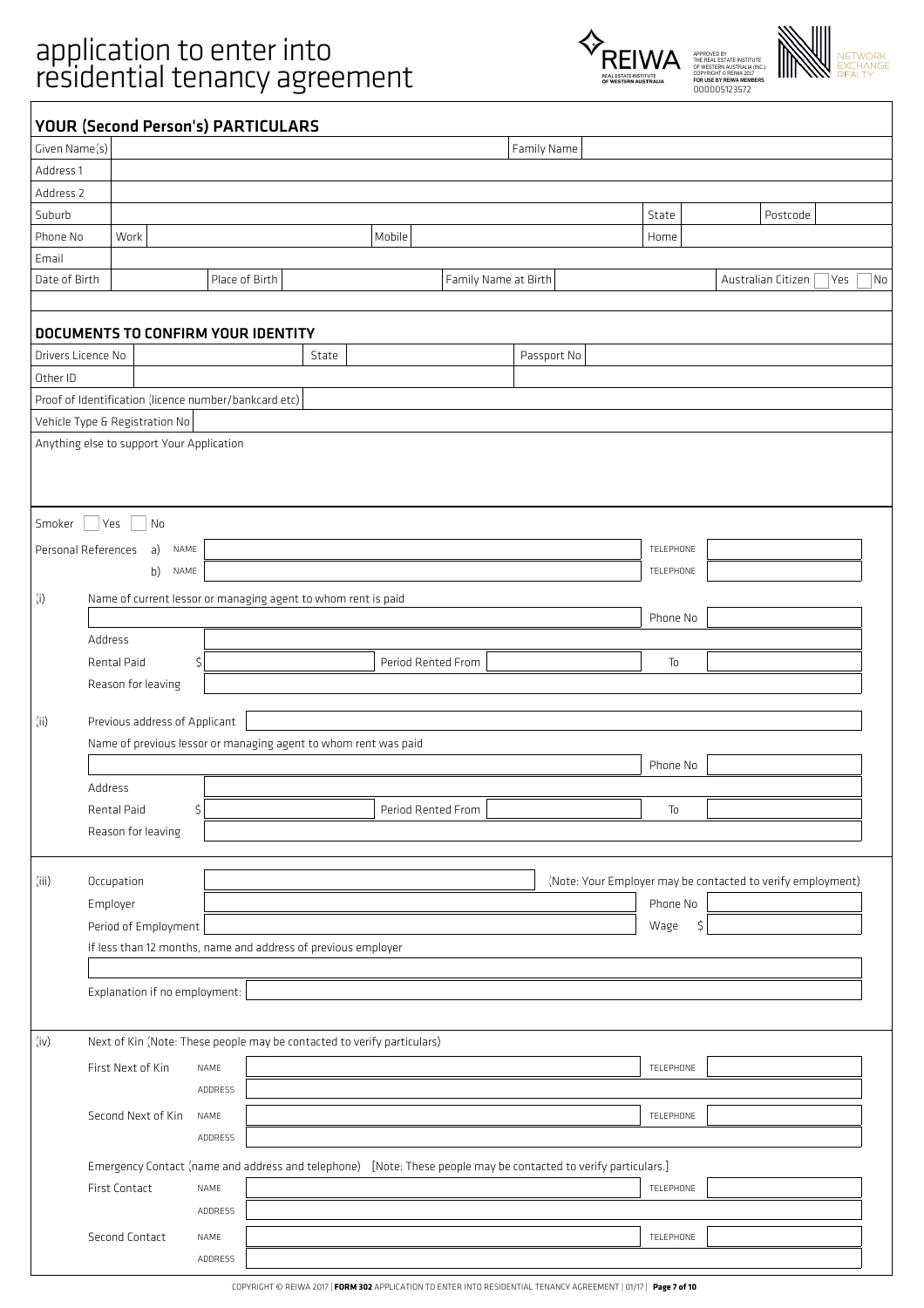# application to enter into residential tenancy agreement

APPROVED BY THE REAL ESTATE INSTITUTE OF WESTERN AUSTRALIA (INC.) COPYRIGHT © REIWA 2017 FOR USE BY REIWA MEMBERS 000005123572

NETWORK EXCHANGE REALTY

## YOUR (Second Person's) PARTICULARS

| | | | | | |
|---|---|---|---|---|---|
| Given Name(s) | | Family Name | | | |
| Address 1 | | | | | |
| Address 2 | | | | | |
| Suburb | | State | | Postcode | |
| Phone No | Work | Mobile | | Home | |
| Email | | | | | |
| Date of Birth | | Place of Birth | | Family Name at Birth | Australian Citizen ☐ Yes ☐ No |

## DOCUMENTS TO CONFIRM YOUR IDENTITY

| | | | | | |
|---|---|---|---|---|---|
| Drivers Licence No | | State | | Passport No | |
| Other ID | | | | | |
| Proof of Identification (licence number/bankcard etc) | | | | | |
| Vehicle Type & Registration No | | | | | |

Anything else to support Your Application

Smoker ☐ Yes ☐ No

Personal References
a) NAME ______ TELEPHONE ______
b) NAME ______ TELEPHONE ______

(i) Name of current lessor or managing agent to whom rent is paid

______ Phone No ______

Address ______

Rental Paid $ ______ Period Rented From ______ To ______

Reason for leaving ______

(ii) Previous address of Applicant ______

Name of previous lessor or managing agent to whom rent was paid

______ Phone No ______

Address ______

Rental Paid $ ______ Period Rented From ______ To ______

Reason for leaving ______

(iii) Occupation ______ (Note: Your Employer may be contacted to verify employment)

Employer ______ Phone No ______

Period of Employment ______ Wage $ ______

If less than 12 months, name and address of previous employer

______

Explanation if no employment: ______

(iv) Next of Kin (Note: These people may be contacted to verify particulars)

First Next of Kin
NAME ______ TELEPHONE ______
ADDRESS ______

Second Next of Kin
NAME ______ TELEPHONE ______
ADDRESS ______

Emergency Contact (name and address and telephone) [Note: These people may be contacted to verify particulars.]

First Contact
NAME ______ TELEPHONE ______
ADDRESS ______

Second Contact
NAME ______ TELEPHONE ______
ADDRESS ______

COPYRIGHT © REIWA 2017 | **FORM 302** APPLICATION TO ENTER INTO RESIDENTIAL TENANCY AGREEMENT | 01/17 |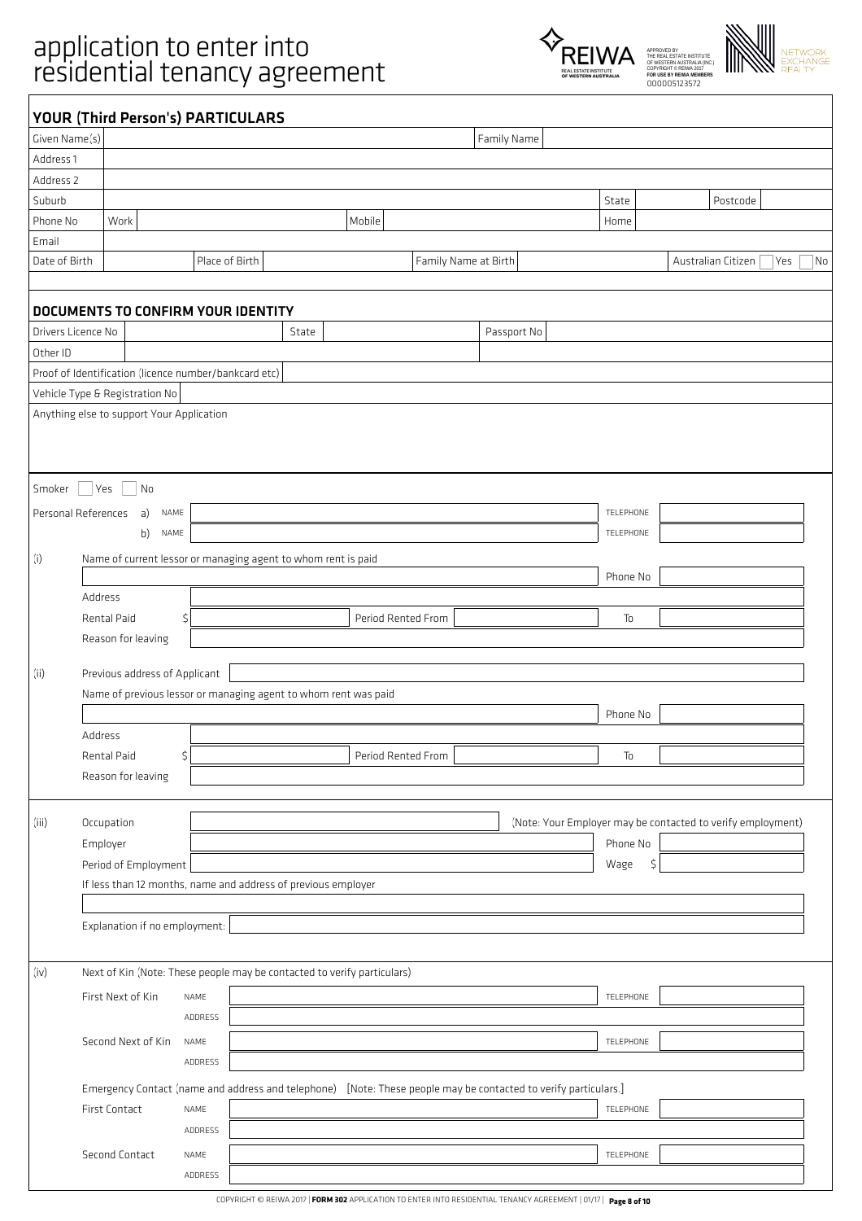# application to enter into residential tenancy agreement

APPROVED BY THE REAL ESTATE INSTITUTE OF WESTERN AUSTRALIA (INC.) COPYRIGHT © REIWA 2017 FOR USE BY REIWA MEMBERS 000005123572

## YOUR (Third Person's) PARTICULARS

| | | | | | | | |
|---|---|---|---|---|---|---|---|
| Given Name(s) | | | Family Name | | | | |
| Address 1 | | | | | | | |
| Address 2 | | | | | | | |
| Suburb | | | | State | | Postcode | |
| Phone No | Work | Mobile | | Home | | | |
| Email | | | | | | | |
| Date of Birth | | Place of Birth | | Family Name at Birth | | Australian Citizen | Yes ☐ No ☐ |

## DOCUMENTS TO CONFIRM YOUR IDENTITY

| | | | | | |
|---|---|---|---|---|---|
| Drivers Licence No | | State | | Passport No | |
| Other ID | | | | | |
| Proof of Identification (licence number/bankcard etc) | | | | | |
| Vehicle Type & Registration No | | | | | |

Anything else to support Your Application

Smoker ☐ Yes ☐ No

Personal References
a) NAME ______ TELEPHONE ______
b) NAME ______ TELEPHONE ______

(i) Name of current lessor or managing agent to whom rent is paid

______ Phone No ______

Address ______

Rental Paid $ ______ Period Rented From ______ To ______

Reason for leaving ______

(ii) Previous address of Applicant ______

Name of previous lessor or managing agent to whom rent was paid

______ Phone No ______

Address ______

Rental Paid $ ______ Period Rented From ______ To ______

Reason for leaving ______

(iii) Occupation ______ (Note: Your Employer may be contacted to verify employment)

Employer ______ Phone No ______

Period of Employment ______ Wage $ ______

If less than 12 months, name and address of previous employer

______

Explanation if no employment: ______

(iv) Next of Kin (Note: These people may be contacted to verify particulars)

First Next of Kin NAME ______ TELEPHONE ______
ADDRESS ______

Second Next of Kin NAME ______ TELEPHONE ______
ADDRESS ______

Emergency Contact (name and address and telephone) [Note: These people may be contacted to verify particulars.]

First Contact NAME ______ TELEPHONE ______
ADDRESS ______

Second Contact NAME ______ TELEPHONE ______
ADDRESS ______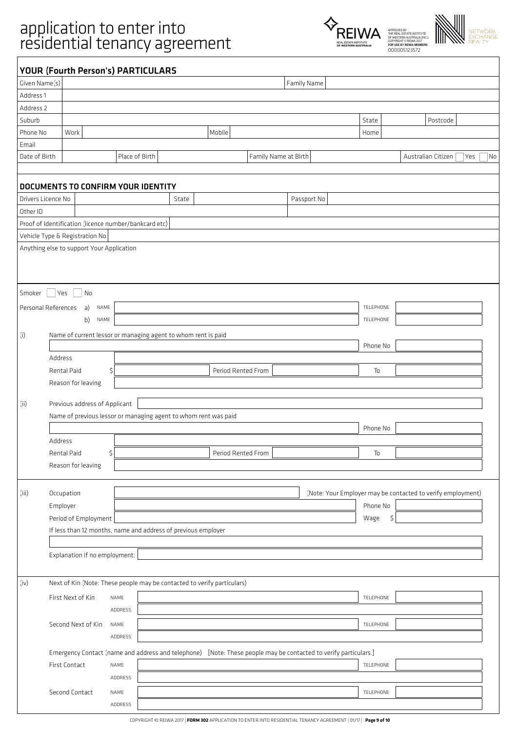# application to enter into residential tenancy agreement

APPROVED BY THE REAL ESTATE INSTITUTE OF WESTERN AUSTRALIA (INC.) COPYRIGHT © REIWA 2017 FOR USE BY REIWA MEMBERS 000005123572

## YOUR (Fourth Person's) PARTICULARS

| | | | | | |
|---|---|---|---|---|---|
| Given Name(s) | | Family Name | | | |
| Address 1 | | | | | |
| Address 2 | | | | | |
| Suburb | | State | | Postcode | |
| Phone No | Work | Mobile | | Home | |
| Email | | | | | |
| Date of Birth | | Place of Birth | | Family Name at Birth | |

Australian Citizen ☐ Yes ☐ No

## DOCUMENTS TO CONFIRM YOUR IDENTITY

| | | | | | |
|---|---|---|---|---|---|
| Drivers Licence No | | State | | Passport No | |
| Other ID | | | | | |

Proof of Identification (licence number/bankcard etc)

Vehicle Type & Registration No

Anything else to support Your Application

Smoker ☐ Yes ☐ No

Personal References a) NAME ______ TELEPHONE ______

b) NAME ______ TELEPHONE ______

(i) Name of current lessor or managing agent to whom rent is paid

Phone No

Address

Rental Paid $ ______ Period Rented From ______ To ______

Reason for leaving

(ii) Previous address of Applicant

Name of previous lessor or managing agent to whom rent was paid

Phone No

Address

Rental Paid $ ______ Period Rented From ______ To ______

Reason for leaving

(iii) Occupation ______ (Note: Your Employer may be contacted to verify employment)

Employer ______ Phone No ______

Period of Employment ______ Wage $ ______

If less than 12 months, name and address of previous employer

Explanation if no employment:

(iv) Next of Kin (Note: These people may be contacted to verify particulars)

First Next of Kin NAME ______ TELEPHONE ______

ADDRESS ______

Second Next of Kin NAME ______ TELEPHONE ______

ADDRESS ______

Emergency Contact (name and address and telephone) [Note: These people may be contacted to verify particulars.]

First Contact NAME ______ TELEPHONE ______

ADDRESS ______

Second Contact NAME ______ TELEPHONE ______

ADDRESS ______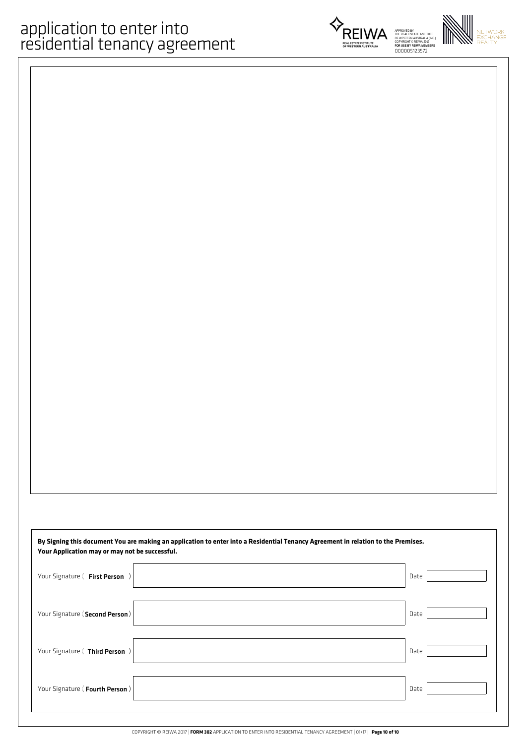# application to enter into residential tenancy agreement

APPROVED BY THE REAL ESTATE INSTITUTE OF WESTERN AUSTRALIA (INC.) COPYRIGHT © REIWA 2017 **FOR USE BY REIWA MEMBERS** 000005123572

**By Signing this document You are making an application to enter into a Residential Tenancy Agreement in relation to the Premises. Your Application may or may not be successful.**

| | | | |
|---|---|---|---|
| Your Signature ( **First Person** ) | | Date | |
| Your Signature ( **Second Person** ) | | Date | |
| Your Signature ( **Third Person** ) | | Date | |
| Your Signature ( **Fourth Person** ) | | Date | |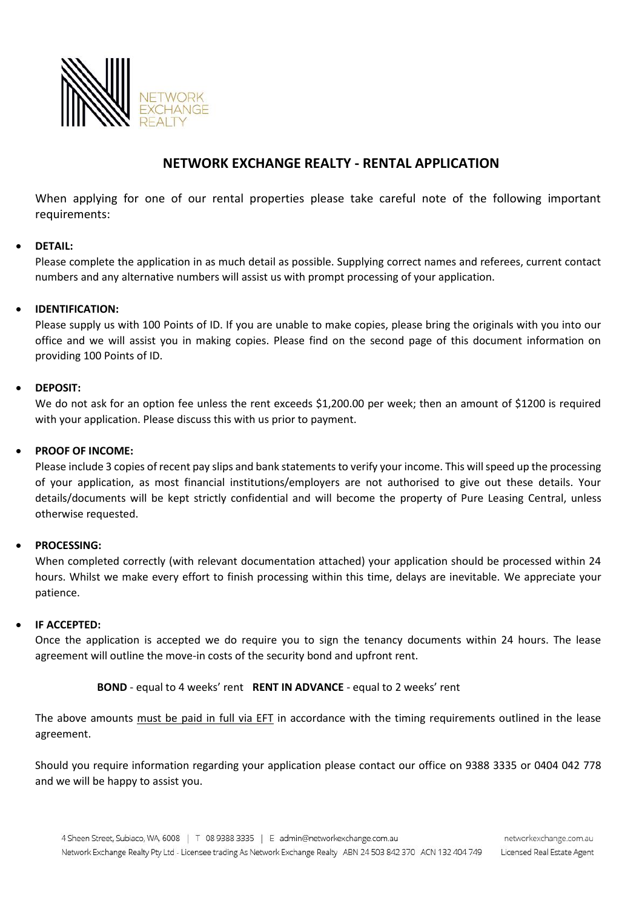# NETWORK EXCHANGE REALTY - RENTAL APPLICATION

When applying for one of our rental properties please take careful note of the following important requirements:

- **DETAIL:**
  Please complete the application in as much detail as possible. Supplying correct names and referees, current contact numbers and any alternative numbers will assist us with prompt processing of your application.

- **IDENTIFICATION:**
  Please supply us with 100 Points of ID. If you are unable to make copies, please bring the originals with you into our office and we will assist you in making copies. Please find on the second page of this document information on providing 100 Points of ID.

- **DEPOSIT:**
  We do not ask for an option fee unless the rent exceeds $1,200.00 per week; then an amount of $1200 is required with your application. Please discuss this with us prior to payment.

- **PROOF OF INCOME:**
  Please include 3 copies of recent pay slips and bank statements to verify your income. This will speed up the processing of your application, as most financial institutions/employers are not authorised to give out these details. Your details/documents will be kept strictly confidential and will become the property of Pure Leasing Central, unless otherwise requested.

- **PROCESSING:**
  When completed correctly (with relevant documentation attached) your application should be processed within 24 hours. Whilst we make every effort to finish processing within this time, delays are inevitable. We appreciate your patience.

- **IF ACCEPTED:**
  Once the application is accepted we do require you to sign the tenancy documents within 24 hours. The lease agreement will outline the move-in costs of the security bond and upfront rent.

**BOND** - equal to 4 weeks' rent **RENT IN ADVANCE** - equal to 2 weeks' rent

The above amounts must be paid in full via EFT in accordance with the timing requirements outlined in the lease agreement.

Should you require information regarding your application please contact our office on 9388 3335 or 0404 042 778 and we will be happy to assist you.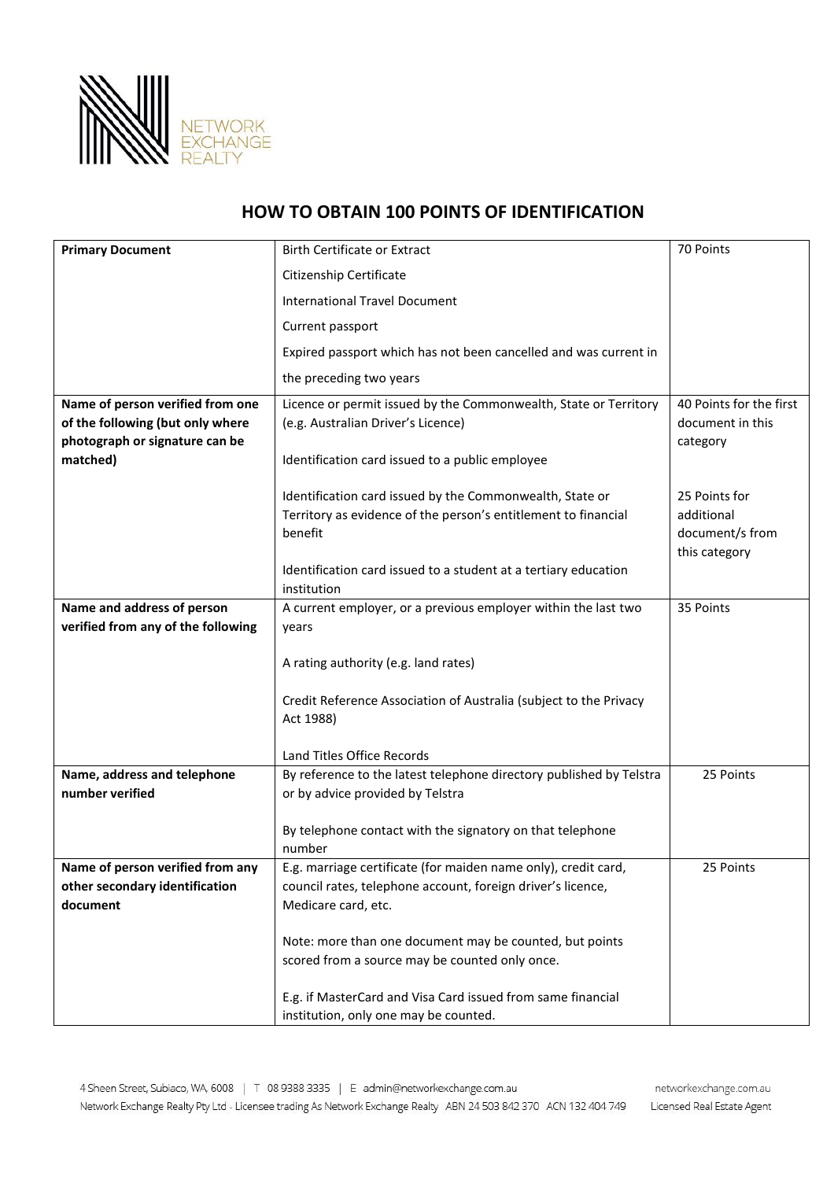# HOW TO OBTAIN 100 POINTS OF IDENTIFICATION

| | | |
|---|---|---|
| **Primary Document** | Birth Certificate or Extract<br>Citizenship Certificate<br>International Travel Document<br>Current passport<br>Expired passport which has not been cancelled and was current in the preceding two years | 70 Points |
| **Name of person verified from one of the following (but only where photograph or signature can be matched)** | Licence or permit issued by the Commonwealth, State or Territory (e.g. Australian Driver's Licence)<br><br>Identification card issued to a public employee<br><br>Identification card issued by the Commonwealth, State or Territory as evidence of the person's entitlement to financial benefit<br><br>Identification card issued to a student at a tertiary education institution | 40 Points for the first document in this category<br><br>25 Points for additional document/s from this category |
| **Name and address of person verified from any of the following** | A current employer, or a previous employer within the last two years<br><br>A rating authority (e.g. land rates)<br><br>Credit Reference Association of Australia (subject to the Privacy Act 1988)<br><br>Land Titles Office Records | 35 Points |
| **Name, address and telephone number verified** | By reference to the latest telephone directory published by Telstra or by advice provided by Telstra<br><br>By telephone contact with the signatory on that telephone number | 25 Points |
| **Name of person verified from any other secondary identification document** | E.g. marriage certificate (for maiden name only), credit card, council rates, telephone account, foreign driver's licence, Medicare card, etc.<br><br>Note: more than one document may be counted, but points scored from a source may be counted only once.<br><br>E.g. if MasterCard and Visa Card issued from same financial institution, only one may be counted. | 25 Points |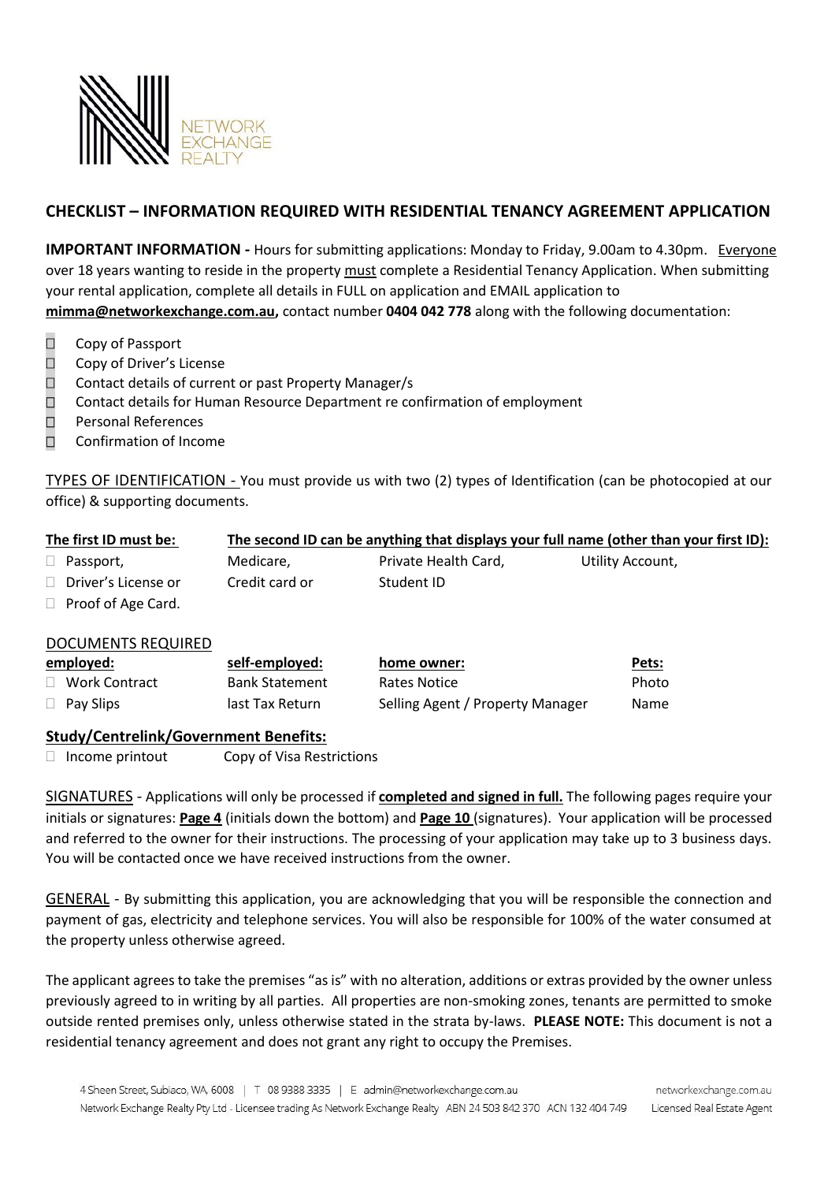## CHECKLIST – INFORMATION REQUIRED WITH RESIDENTIAL TENANCY AGREEMENT APPLICATION

**IMPORTANT INFORMATION -** Hours for submitting applications: Monday to Friday, 9.00am to 4.30pm. Everyone over 18 years wanting to reside in the property must complete a Residential Tenancy Application. When submitting your rental application, complete all details in FULL on application and EMAIL application to **mimma@networkexchange.com.au,** contact number **0404 042 778** along with the following documentation:

- ☐ Copy of Passport
- ☐ Copy of Driver's License
- ☐ Contact details of current or past Property Manager/s
- ☐ Contact details for Human Resource Department re confirmation of employment
- ☐ Personal References
- ☐ Confirmation of Income

TYPES OF IDENTIFICATION - You must provide us with two (2) types of Identification (can be photocopied at our office) & supporting documents.

| The first ID must be: | The second ID can be anything that displays your full name (other than your first ID): | | |
|---|---|---|---|
| ☐ Passport, | Medicare, | Private Health Card, | Utility Account, |
| ☐ Driver's License or | Credit card or | Student ID | |
| ☐ Proof of Age Card. | | | |

DOCUMENTS REQUIRED

| employed: | self-employed: | home owner: | Pets: |
|---|---|---|---|
| ☐ Work Contract | Bank Statement | Rates Notice | Photo |
| ☐ Pay Slips | last Tax Return | Selling Agent / Property Manager | Name |

**Study/Centrelink/Government Benefits:**

☐ Income printout Copy of Visa Restrictions

SIGNATURES - Applications will only be processed if **completed and signed in full.** The following pages require your initials or signatures: **Page 4** (initials down the bottom) and **Page 10** (signatures). Your application will be processed and referred to the owner for their instructions. The processing of your application may take up to 3 business days. You will be contacted once we have received instructions from the owner.

GENERAL - By submitting this application, you are acknowledging that you will be responsible the connection and payment of gas, electricity and telephone services. You will also be responsible for 100% of the water consumed at the property unless otherwise agreed.

The applicant agrees to take the premises "as is" with no alteration, additions or extras provided by the owner unless previously agreed to in writing by all parties. All properties are non-smoking zones, tenants are permitted to smoke outside rented premises only, unless otherwise stated in the strata by-laws. **PLEASE NOTE:** This document is not a residential tenancy agreement and does not grant any right to occupy the Premises.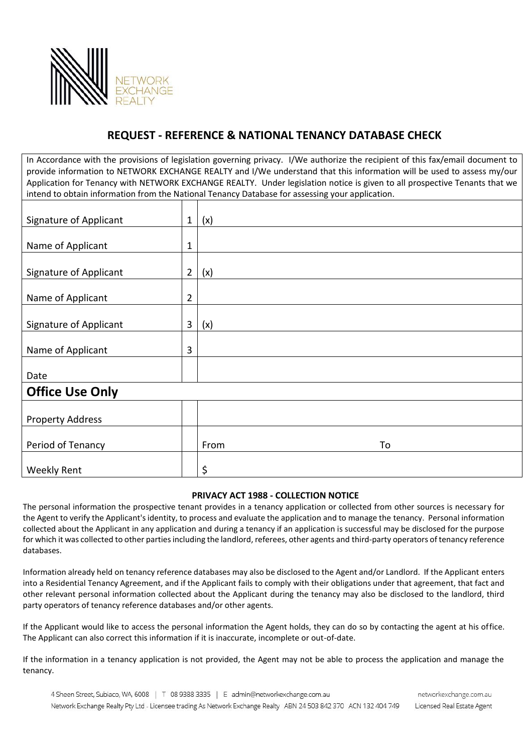NETWORK EXCHANGE REALTY

## REQUEST - REFERENCE & NATIONAL TENANCY DATABASE CHECK

In Accordance with the provisions of legislation governing privacy. I/We authorize the recipient of this fax/email document to provide information to NETWORK EXCHANGE REALTY and I/We understand that this information will be used to assess my/our Application for Tenancy with NETWORK EXCHANGE REALTY. Under legislation notice is given to all prospective Tenants that we intend to obtain information from the National Tenancy Database for assessing your application.

| | | |
|---|---|---|
| Signature of Applicant | 1 | (x) |
| Name of Applicant | 1 | |
| Signature of Applicant | 2 | (x) |
| Name of Applicant | 2 | |
| Signature of Applicant | 3 | (x) |
| Name of Applicant | 3 | |
| Date | | |
| **Office Use Only** | | |
| Property Address | | |
| Period of Tenancy | | From To |
| Weekly Rent | | $ |

**PRIVACY ACT 1988 - COLLECTION NOTICE**

The personal information the prospective tenant provides in a tenancy application or collected from other sources is necessary for the Agent to verify the Applicant's identity, to process and evaluate the application and to manage the tenancy. Personal information collected about the Applicant in any application and during a tenancy if an application is successful may be disclosed for the purpose for which it was collected to other parties including the landlord, referees, other agents and third-party operators of tenancy reference databases.

Information already held on tenancy reference databases may also be disclosed to the Agent and/or Landlord. If the Applicant enters into a Residential Tenancy Agreement, and if the Applicant fails to comply with their obligations under that agreement, that fact and other relevant personal information collected about the Applicant during the tenancy may also be disclosed to the landlord, third party operators of tenancy reference databases and/or other agents.

If the Applicant would like to access the personal information the Agent holds, they can do so by contacting the agent at his office. The Applicant can also correct this information if it is inaccurate, incomplete or out-of-date.

If the information in a tenancy application is not provided, the Agent may not be able to process the application and manage the tenancy.

4 Sheen Street, Subiaco, WA, 6008 | T 08 9388 3335 | E admin@networkexchange.com.au networkexchange.com.au
Network Exchange Realty Pty Ltd - Licensee trading As Network Exchange Realty ABN 24 503 842 370 ACN 132 404 749 Licensed Real Estate Agent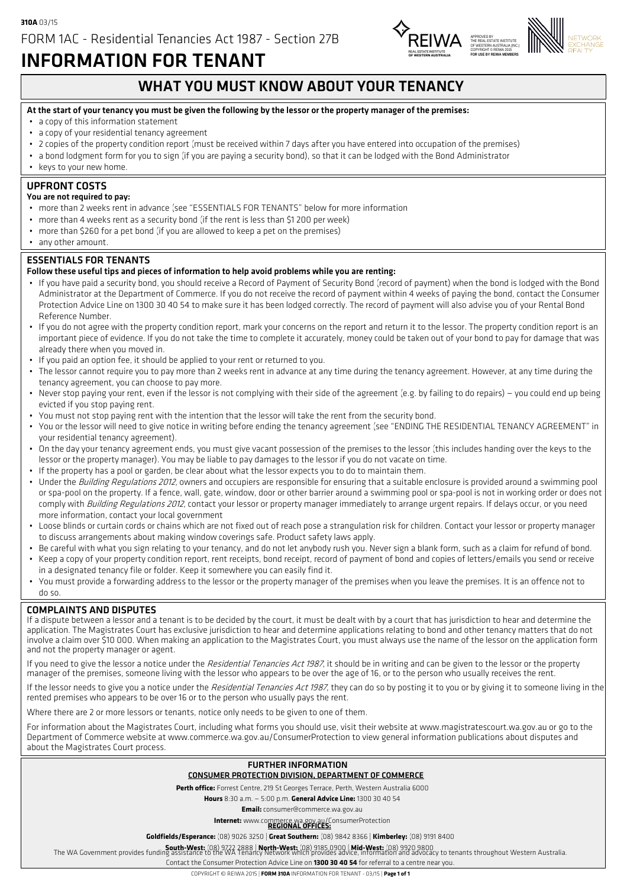**310A** 03/15

FORM 1AC - Residential Tenancies Act 1987 - Section 27B

# INFORMATION FOR TENANT

APPROVED BY THE REAL ESTATE INSTITUTE OF WESTERN AUSTRALIA (INC.) COPYRIGHT © REIWA 2015 FOR USE BY REIWA MEMBERS

## WHAT YOU MUST KNOW ABOUT YOUR TENANCY

**At the start of your tenancy you must be given the following by the lessor or the property manager of the premises:**

- a copy of this information statement
- a copy of your residential tenancy agreement
- 2 copies of the property condition report (must be received within 7 days after you have entered into occupation of the premises)
- a bond lodgment form for you to sign (if you are paying a security bond), so that it can be lodged with the Bond Administrator
- keys to your new home.

### UPFRONT COSTS

**You are not required to pay:**

- more than 2 weeks rent in advance (see "ESSENTIALS FOR TENANTS" below for more information
- more than 4 weeks rent as a security bond (if the rent is less than $1 200 per week)
- more than $260 for a pet bond (if you are allowed to keep a pet on the premises)
- any other amount.

### ESSENTIALS FOR TENANTS

**Follow these useful tips and pieces of information to help avoid problems while you are renting:**

- If you have paid a security bond, you should receive a Record of Payment of Security Bond (record of payment) when the bond is lodged with the Bond Administrator at the Department of Commerce. If you do not receive the record of payment within 4 weeks of paying the bond, contact the Consumer Protection Advice Line on 1300 30 40 54 to make sure it has been lodged correctly. The record of payment will also advise you of your Rental Bond Reference Number.
- If you do not agree with the property condition report, mark your concerns on the report and return it to the lessor. The property condition report is an important piece of evidence. If you do not take the time to complete it accurately, money could be taken out of your bond to pay for damage that was already there when you moved in.
- If you paid an option fee, it should be applied to your rent or returned to you.
- The lessor cannot require you to pay more than 2 weeks rent in advance at any time during the tenancy agreement. However, at any time during the tenancy agreement, you can choose to pay more.
- Never stop paying your rent, even if the lessor is not complying with their side of the agreement (e.g. by failing to do repairs) – you could end up being evicted if you stop paying rent.
- You must not stop paying rent with the intention that the lessor will take the rent from the security bond.
- You or the lessor will need to give notice in writing before ending the tenancy agreement (see "ENDING THE RESIDENTIAL TENANCY AGREEMENT" in your residential tenancy agreement).
- On the day your tenancy agreement ends, you must give vacant possession of the premises to the lessor (this includes handing over the keys to the lessor or the property manager). You may be liable to pay damages to the lessor if you do not vacate on time.
- If the property has a pool or garden, be clear about what the lessor expects you to do to maintain them.
- Under the *Building Regulations 2012*, owners and occupiers are responsible for ensuring that a suitable enclosure is provided around a swimming pool or spa-pool on the property. If a fence, wall, gate, window, door or other barrier around a swimming pool or spa-pool is not in working order or does not comply with *Building Regulations 2012*, contact your lessor or property manager immediately to arrange urgent repairs. If delays occur, or you need more information, contact your local government
- Loose blinds or curtain cords or chains which are not fixed out of reach pose a strangulation risk for children. Contact your lessor or property manager to discuss arrangements about making window coverings safe. Product safety laws apply.
- Be careful with what you sign relating to your tenancy, and do not let anybody rush you. Never sign a blank form, such as a claim for refund of bond.
- Keep a copy of your property condition report, rent receipts, bond receipt, record of payment of bond and copies of letters/emails you send or receive in a designated tenancy file or folder. Keep it somewhere you can easily find it.
- You must provide a forwarding address to the lessor or the property manager of the premises when you leave the premises. It is an offence not to do so.

### COMPLAINTS AND DISPUTES

If a dispute between a lessor and a tenant is to be decided by the court, it must be dealt with by a court that has jurisdiction to hear and determine the application. The Magistrates Court has exclusive jurisdiction to hear and determine applications relating to bond and other tenancy matters that do not involve a claim over $10 000. When making an application to the Magistrates Court, you must always use the name of the lessor on the application form and not the property manager or agent.

If you need to give the lessor a notice under the *Residential Tenancies Act 1987*, it should be in writing and can be given to the lessor or the property manager of the premises, someone living with the lessor who appears to be over the age of 16, or to the person who usually receives the rent.

If the lessor needs to give you a notice under the *Residential Tenancies Act 1987*, they can do so by posting it to you or by giving it to someone living in the rented premises who appears to be over 16 or to the person who usually pays the rent.

Where there are 2 or more lessors or tenants, notice only needs to be given to one of them.

For information about the Magistrates Court, including what forms you should use, visit their website at www.magistratescourt.wa.gov.au or go to the Department of Commerce website at www.commerce.wa.gov.au/ConsumerProtection to view general information publications about disputes and about the Magistrates Court process.

### FURTHER INFORMATION

**CONSUMER PROTECTION DIVISION, DEPARTMENT OF COMMERCE**

**Perth office:** Forrest Centre, 219 St Georges Terrace, Perth, Western Australia 6000

**Hours** 8:30 a.m. – 5:00 p.m. **General Advice Line:** 1300 30 40 54

**Email:** consumer@commerce.wa.gov.au

**Internet:** www.commerce.wa.gov.au/ConsumerProtection

**REGIONAL OFFICES:**

**Goldfields/Esperance:** (08) 9026 3250 | **Great Southern:** (08) 9842 8366 | **Kimberley:** (08) 9191 8400

**South-West:** (08) 9722 2888 | **North-West:** (08) 9185 0900 | **Mid-West:** (08) 9920 9800

The WA Government provides funding assistance to the WA Tenancy Network which provides advice, information and advocacy to tenants throughout Western Australia.

Contact the Consumer Protection Advice Line on **1300 30 40 54** for referral to a centre near you.